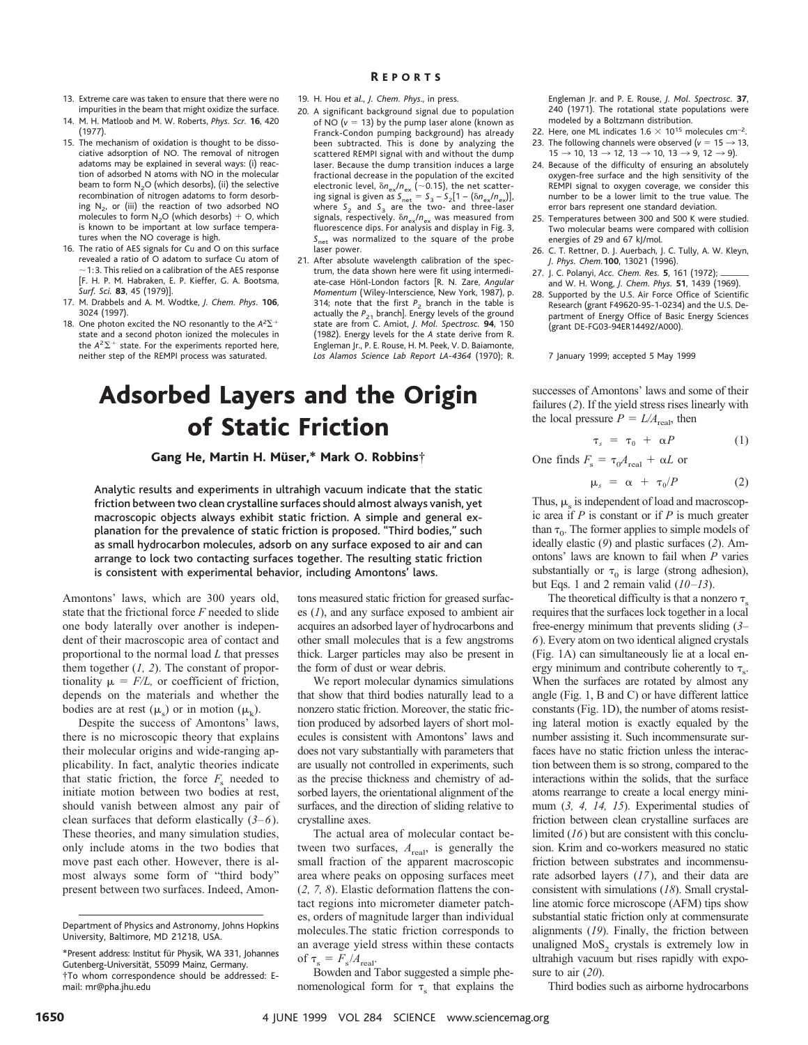13. Extreme care was taken to ensure that there were no impurities in the beam that might oxidize the surface.
14. M. H. Matloob and M. W. Roberts, *Phys. Scr.* **16**, 420 (1977).
15. The mechanism of oxidation is thought to be dissociative adsorption of NO. The removal of nitrogen adatoms may be explained in several ways: (i) reaction of adsorbed N atoms with NO in the molecular beam to form $N_2O$ (which desorbs), (ii) the selective recombination of nitrogen adatoms to form desorbing $N_2$, or (iii) the reaction of two adsorbed NO molecules to form $N_2O$ (which desorbs) + O, which is known to be important at low surface temperatures when the NO coverage is high.
16. The ratio of AES signals for Cu and O on this surface revealed a ratio of O adatom to surface Cu atom of ~1:3. This relied on a calibration of the AES response [F. H. P. M. Habraken, E. P. Kieffer, G. A. Bootsma, *Surf. Sci.* **83**, 45 (1979)].
17. M. Drabbels and A. M. Wodtke, *J. Chem. Phys.* **106**, 3024 (1997).
18. One photon excited the NO resonantly to the $A^2\Sigma^+$ state and a second photon ionized the molecules in the $A^2\Sigma^+$ state. For the experiments reported here, neither step of the REMPI process was saturated.
19. H. Hou *et al.*, *J. Chem. Phys.*, in press.
20. A significant background signal due to population of NO ($v$ = 13) by the pump laser alone (known as Franck-Condon pumping background) has already been subtracted. This is done by analyzing the scattered REMPI signal with and without the dump laser. Because the dump transition induces a large fractional decrease in the population of the excited electronic level, $\delta n_{ex}/n_{ex}$ (~0.15), the net scattering signal is given as $S_{net} = S_3 - S_2[1 - (\delta n_{ex}/n_{ex})]$, where $S_2$ and $S_3$ are the two- and three-laser signals, respectively. $\delta n_{ex}/n_{ex}$ was measured from fluorescence dips. For analysis and display in Fig. 3, $S_{net}$ was normalized to the square of the probe laser power.
21. After absolute wavelength calibration of the spectrum, the data shown here were fit using intermediate-case Hönl-London factors [R. N. Zare, *Angular Momentum* (Wiley-Interscience, New York, 1987), p. 314; note that the first $P_2$ branch in the table is actually the $P_{21}$ branch]. Energy levels of the ground state are from C. Amiot, *J. Mol. Spectrosc.* **94**, 150 (1982). Energy levels for the *A* state derive from R. Engleman Jr., P. E. Rouse, H. M. Peek, V. D. Baiamonte, *Los Alamos Science Lab Report LA-4364* (1970); R. Engleman Jr. and P. E. Rouse, *J. Mol. Spectrosc.* **37**, 240 (1971). The rotational state populations were modeled by a Boltzmann distribution.
22. Here, one ML indicates $1.6 \times 10^{15}$ molecules $cm^{-2}$.
23. The following channels were observed ($v = 15 \rightarrow 13$, $15 \rightarrow 10$, $13 \rightarrow 12$, $13 \rightarrow 10$, $13 \rightarrow 9$, $12 \rightarrow 9$).
24. Because of the difficulty of ensuring an absolutely oxygen-free surface and the high sensitivity of the REMPI signal to oxygen coverage, we consider this number to be a lower limit to the true value. The error bars represent one standard deviation.
25. Temperatures between 300 and 500 K were studied. Two molecular beams were compared with collision energies of 29 and 67 kJ/mol.
26. C. T. Rettner, D. J. Auerbach, J. C. Tully, A. W. Kleyn, *J. Phys. Chem.* **100**, 13021 (1996).
27. J. C. Polanyi, *Acc. Chem. Res.* **5**, 161 (1972); ——— and W. H. Wong, *J. Chem. Phys.* **51**, 1439 (1969).
28. Supported by the U.S. Air Force Office of Scientific Research (grant F49620-95-1-0234) and the U.S. Department of Energy Office of Basic Energy Sciences (grant DE-FG03-94ER14492/A000).

7 January 1999; accepted 5 May 1999

# Adsorbed Layers and the Origin of Static Friction

**Gang He, Martin H. Müser,\* Mark O. Robbins†**

**Analytic results and experiments in ultrahigh vacuum indicate that the static friction between two clean crystalline surfaces should almost always vanish, yet macroscopic objects always exhibit static friction. A simple and general explanation for the prevalence of static friction is proposed. "Third bodies," such as small hydrocarbon molecules, adsorb on any surface exposed to air and can arrange to lock two contacting surfaces together. The resulting static friction is consistent with experimental behavior, including Amontons' laws.**

Amontons' laws, which are 300 years old, state that the frictional force $F$ needed to slide one body laterally over another is independent of their macroscopic area of contact and proportional to the normal load $L$ that presses them together (*1, 2*). The constant of proportionality $\mu = F/L$, or coefficient of friction, depends on the materials and whether the bodies are at rest ($\mu_s$) or in motion ($\mu_k$).

Despite the success of Amontons' laws, there is no microscopic theory that explains their molecular origins and wide-ranging applicability. In fact, analytic theories indicate that static friction, the force $F_s$ needed to initiate motion between two bodies at rest, should vanish between almost any pair of clean surfaces that deform elastically (*3–6*). These theories, and many simulation studies, only include atoms in the two bodies that move past each other. However, there is almost always some form of "third body" present between two surfaces. Indeed, Amontons measured static friction for greased surfaces (*1*), and any surface exposed to ambient air acquires an adsorbed layer of hydrocarbons and other small molecules that is a few angstroms thick. Larger particles may also be present in the form of dust or wear debris.

We report molecular dynamics simulations that show that third bodies naturally lead to a nonzero static friction. Moreover, the static friction produced by adsorbed layers of short molecules is consistent with Amontons' laws and does not vary substantially with parameters that are usually not controlled in experiments, such as the precise thickness and chemistry of adsorbed layers, the orientational alignment of the surfaces, and the direction of sliding relative to crystalline axes.

The actual area of molecular contact between two surfaces, $A_{real}$, is generally the small fraction of the apparent macroscopic area where peaks on opposing surfaces meet (*2, 7, 8*). Elastic deformation flattens the contact regions into micrometer diameter patches, orders of magnitude larger than individual molecules.The static friction corresponds to an average yield stress within these contacts of $\tau_s = F_s/A_{real}$.

Bowden and Tabor suggested a simple phenomenological form for $\tau_s$ that explains the successes of Amontons' laws and some of their failures (*2*). If the yield stress rises linearly with the local pressure $P = L/A_{real}$, then

$$\tau_s = \tau_0 + \alpha P \qquad (1)$$

One finds $F_s = \tau_0 A_{real} + \alpha L$ or

$$\mu_s = \alpha + \tau_0/P \qquad (2)$$

Thus, $\mu_s$ is independent of load and macroscopic area if $P$ is constant or if $P$ is much greater than $\tau_0$. The former applies to simple models of ideally elastic (*9*) and plastic surfaces (*2*). Amontons' laws are known to fail when $P$ varies substantially or $\tau_0$ is large (strong adhesion), but Eqs. 1 and 2 remain valid (*10–13*).

The theoretical difficulty is that a nonzero $\tau_s$ requires that the surfaces lock together in a local free-energy minimum that prevents sliding (*3–6*). Every atom on two identical aligned crystals (Fig. 1A) can simultaneously lie at a local energy minimum and contribute coherently to $\tau_s$. When the surfaces are rotated by almost any angle (Fig. 1, B and C) or have different lattice constants (Fig. 1D), the number of atoms resisting lateral motion is exactly equaled by the number assisting it. Such incommensurate surfaces have no static friction unless the interaction between them is so strong, compared to the interactions within the solids, that the surface atoms rearrange to create a local energy minimum (*3, 4, 14, 15*). Experimental studies of friction between clean crystalline surfaces are limited (*16*) but are consistent with this conclusion. Krim and co-workers measured no static friction between substrates and incommensurate adsorbed layers (*17*), and their data are consistent with simulations (*18*). Small crystalline atomic force microscope (AFM) tips show substantial static friction only at commensurate alignments (*19*). Finally, the friction between unaligned $MoS_2$ crystals is extremely low in ultrahigh vacuum but rises rapidly with exposure to air (*20*).

Third bodies such as airborne hydrocarbons

---

Department of Physics and Astronomy, Johns Hopkins University, Baltimore, MD 21218, USA.

\*Present address: Institut für Physik, WA 331, Johannes Gutenberg-Universität, 55099 Mainz, Germany.

†To whom correspondence should be addressed: E-mail: mr@pha.jhu.edu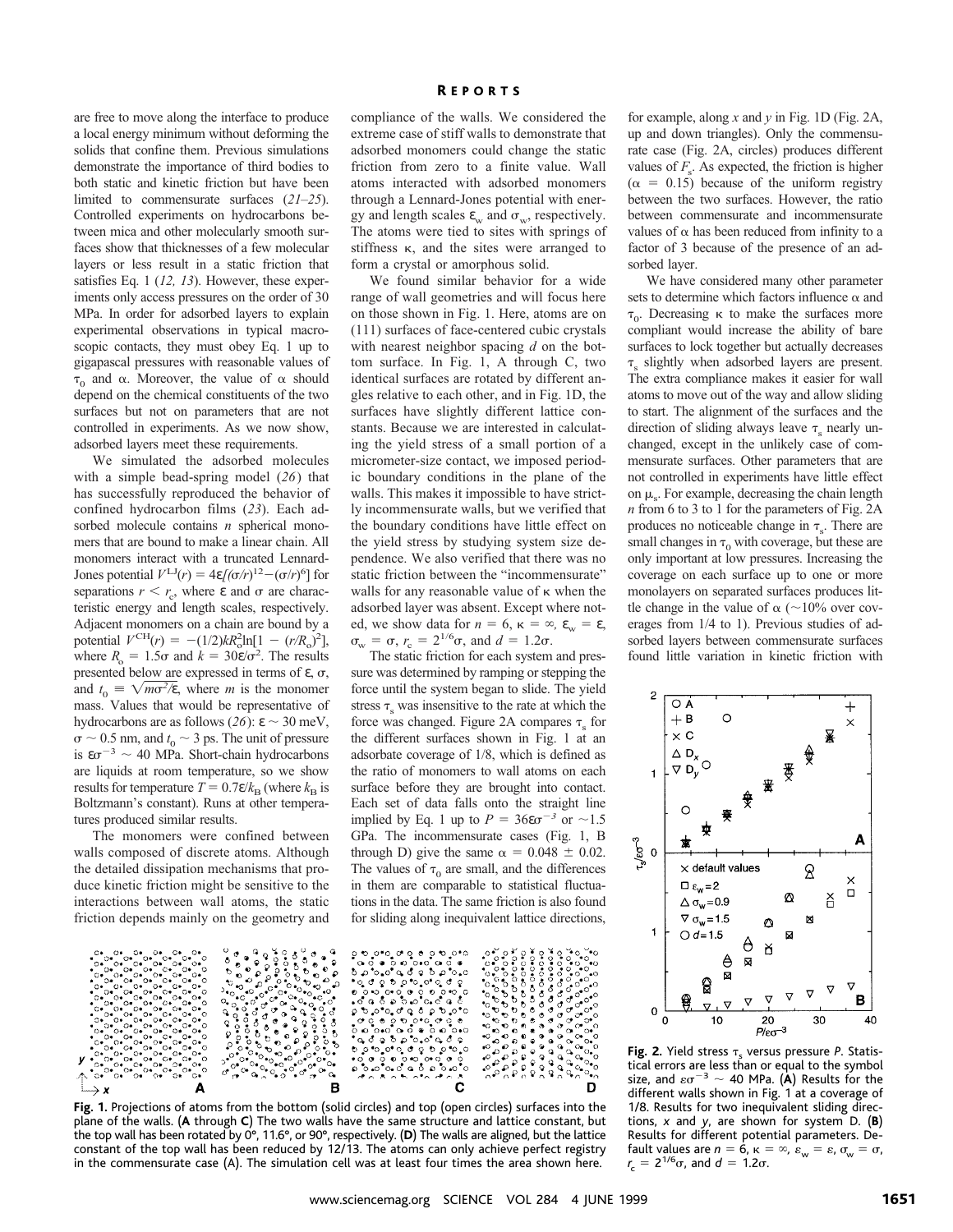are free to move along the interface to produce a local energy minimum without deforming the solids that confine them. Previous simulations demonstrate the importance of third bodies to both static and kinetic friction but have been limited to commensurate surfaces (21–25). Controlled experiments on hydrocarbons between mica and other molecularly smooth surfaces show that thicknesses of a few molecular layers or less result in a static friction that satisfies Eq. 1 (12, 13). However, these experiments only access pressures on the order of 30 MPa. In order for adsorbed layers to explain experimental observations in typical macroscopic contacts, they must obey Eq. 1 up to gigapascal pressures with reasonable values of $\tau_0$ and $\alpha$. Moreover, the value of $\alpha$ should depend on the chemical constituents of the two surfaces but not on parameters that are not controlled in experiments. As we now show, adsorbed layers meet these requirements.

We simulated the adsorbed molecules with a simple bead-spring model (26) that has successfully reproduced the behavior of confined hydrocarbon films (23). Each adsorbed molecule contains $n$ spherical monomers that are bound to make a linear chain. All monomers interact with a truncated Lennard-Jones potential $V^{LJ}(r) = 4\epsilon[(\sigma/r)^{12} - (\sigma/r)^6]$ for separations $r < r_c$, where $\epsilon$ and $\sigma$ are characteristic energy and length scales, respectively. Adjacent monomers on a chain are bound by a potential $V^{CH}(r) = -(1/2)kR_o^2\ln[1 - (r/R_o)^2]$, where $R_o = 1.5\sigma$ and $k = 30\epsilon/\sigma^2$. The results presented below are expressed in terms of $\epsilon$, $\sigma$, and $t_0 \equiv \sqrt{m\sigma^2/\epsilon}$, where $m$ is the monomer mass. Values that would be representative of hydrocarbons are as follows (26): $\epsilon \sim 30$ meV, $\sigma \sim 0.5$ nm, and $t_0 \sim 3$ ps. The unit of pressure is $\epsilon\sigma^{-3} \sim 40$ MPa. Short-chain hydrocarbons are liquids at room temperature, so we show results for temperature $T = 0.7\epsilon/k_B$ (where $k_B$ is Boltzmann's constant). Runs at other temperatures produced similar results.

The monomers were confined between walls composed of discrete atoms. Although the detailed dissipation mechanisms that produce kinetic friction might be sensitive to the interactions between wall atoms, the static friction depends mainly on the geometry and compliance of the walls. We considered the extreme case of stiff walls to demonstrate that adsorbed monomers could change the static friction from zero to a finite value. Wall atoms interacted with adsorbed monomers through a Lennard-Jones potential with energy and length scales $\epsilon_w$ and $\sigma_w$, respectively. The atoms were tied to sites with springs of stiffness $\kappa$, and the sites were arranged to form a crystal or amorphous solid.

We found similar behavior for a wide range of wall geometries and will focus here on those shown in Fig. 1. Here, atoms are on (111) surfaces of face-centered cubic crystals with nearest neighbor spacing $d$ on the bottom surface. In Fig. 1, A through C, two identical surfaces are rotated by different angles relative to each other, and in Fig. 1D, the surfaces have slightly different lattice constants. Because we are interested in calculating the yield stress of a small portion of a micrometer-size contact, we imposed periodic boundary conditions in the plane of the walls. This makes it impossible to have strictly incommensurate walls, but we verified that the boundary conditions have little effect on the yield stress by studying system size dependence. We also verified that there was no static friction between the "incommensurate" walls for any reasonable value of $\kappa$ when the adsorbed layer was absent. Except where noted, we show data for $n = 6$, $\kappa = \infty$, $\epsilon_w = \epsilon$, $\sigma_w = \sigma$, $r_c = 2^{1/6}\sigma$, and $d = 1.2\sigma$.

The static friction for each system and pressure was determined by ramping or stepping the force until the system began to slide. The yield stress $\tau_s$ was insensitive to the rate at which the force was changed. Figure 2A compares $\tau_s$ for the different surfaces shown in Fig. 1 at an adsorbate coverage of 1/8, which is defined as the ratio of monomers to wall atoms on each surface before they are brought into contact. Each set of data falls onto the straight line implied by Eq. 1 up to $P = 36\epsilon\sigma^{-3}$ or ~1.5 GPa. The incommensurate cases (Fig. 1, B through D) give the same $\alpha = 0.048 \pm 0.02$. The values of $\tau_0$ are small, and the differences in them are comparable to statistical fluctuations in the data. The same friction is also found for sliding along inequivalent lattice directions, for example, along $x$ and $y$ in Fig. 1D (Fig. 2A, up and down triangles). Only the commensurate case (Fig. 2A, circles) produces different values of $F_s$. As expected, the friction is higher ($\alpha = 0.15$) because of the uniform registry between the two surfaces. However, the ratio between commensurate and incommensurate values of $\alpha$ has been reduced from infinity to a factor of 3 because of the presence of an adsorbed layer.

We have considered many other parameter sets to determine which factors influence $\alpha$ and $\tau_0$. Decreasing $\kappa$ to make the surfaces more compliant would increase the ability of bare surfaces to lock together but actually decreases $\tau_s$ slightly when adsorbed layers are present. The extra compliance makes it easier for wall atoms to move out of the way and allow sliding to start. The alignment of the surfaces and the direction of sliding always leave $\tau_s$ nearly unchanged, except in the unlikely case of commensurate surfaces. Other parameters that are not controlled in experiments have little effect on $\mu_s$. For example, decreasing the chain length $n$ from 6 to 3 to 1 for the parameters of Fig. 2A produces no noticeable change in $\tau_s$. There are small changes in $\tau_0$ with coverage, but these are only important at low pressures. Increasing the coverage on each surface up to one or more monolayers on separated surfaces produces little change in the value of $\alpha$ (~10% over coverages from 1/4 to 1). Previous studies of adsorbed layers between commensurate surfaces found little variation in kinetic friction with

**Fig. 1.** Projections of atoms from the bottom (solid circles) and top (open circles) surfaces into the plane of the walls. (**A** through **C**) The two walls have the same structure and lattice constant, but the top wall has been rotated by 0°, 11.6°, or 90°, respectively. (**D**) The walls are aligned, but the lattice constant of the top wall has been reduced by 12/13. The atoms can only achieve perfect registry in the commensurate case (A). The simulation cell was at least four times the area shown here.

**Fig. 2.** Yield stress $\tau_s$ versus pressure $P$. Statistical errors are less than or equal to the symbol size, and $\epsilon\sigma^{-3} \sim 40$ MPa. (**A**) Results for the different walls shown in Fig. 1 at a coverage of 1/8. Results for two inequivalent sliding directions, $x$ and $y$, are shown for system D. (**B**) Results for different potential parameters. Default values are $n = 6$, $\kappa = \infty$, $\epsilon_w = \epsilon$, $\sigma_w = \sigma$, $r_c = 2^{1/6}\sigma$, and $d = 1.2\sigma$.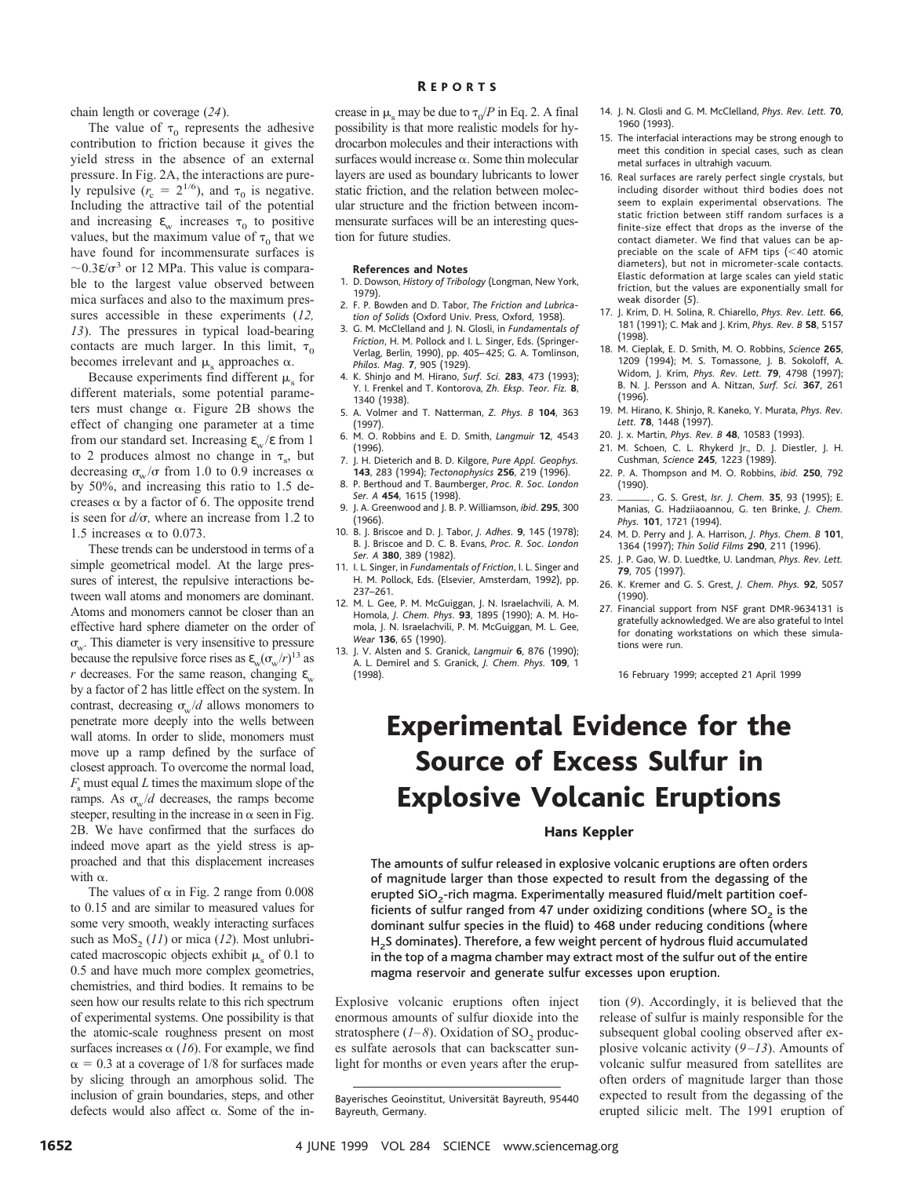chain length or coverage (24).

The value of $\tau_0$ represents the adhesive contribution to friction because it gives the yield stress in the absence of an external pressure. In Fig. 2A, the interactions are purely repulsive ($r_c = 2^{1/6}$), and $\tau_0$ is negative. Including the attractive tail of the potential and increasing $\epsilon_w$ increases $\tau_0$ to positive values, but the maximum value of $\tau_0$ that we have found for incommensurate surfaces is $\sim 0.3\epsilon/\sigma^3$ or 12 MPa. This value is comparable to the largest value observed between mica surfaces and also to the maximum pressures accessible in these experiments (12, 13). The pressures in typical load-bearing contacts are much larger. In this limit, $\tau_0$ becomes irrelevant and $\mu_s$ approaches $\alpha$.

Because experiments find different $\mu_s$ for different materials, some potential parameters must change $\alpha$. Figure 2B shows the effect of changing one parameter at a time from our standard set. Increasing $\epsilon_w/\epsilon$ from 1 to 2 produces almost no change in $\tau_s$, but decreasing $\sigma_w/\sigma$ from 1.0 to 0.9 increases $\alpha$ by 50%, and increasing this ratio to 1.5 decreases $\alpha$ by a factor of 6. The opposite trend is seen for $d/\sigma$, where an increase from 1.2 to 1.5 increases $\alpha$ to 0.073.

These trends can be understood in terms of a simple geometrical model. At the large pressures of interest, the repulsive interactions between wall atoms and monomers are dominant. Atoms and monomers cannot be closer than an effective hard sphere diameter on the order of $\sigma_w$. This diameter is very insensitive to pressure because the repulsive force rises as $\epsilon_w(\sigma_w/r)^{13}$ as $r$ decreases. For the same reason, changing $\epsilon_w$ by a factor of 2 has little effect on the system. In contrast, decreasing $\sigma_w/d$ allows monomers to penetrate more deeply into the wells between wall atoms. In order to slide, monomers must move up a ramp defined by the surface of closest approach. To overcome the normal load, $F_s$ must equal $L$ times the maximum slope of the ramps. As $\sigma_w/d$ decreases, the ramps become steeper, resulting in the increase in $\alpha$ seen in Fig. 2B. We have confirmed that the surfaces do indeed move apart as the yield stress is approached and that this displacement increases with $\alpha$.

The values of $\alpha$ in Fig. 2 range from 0.008 to 0.15 and are similar to measured values for some very smooth, weakly interacting surfaces such as $MoS_2$ (11) or mica (12). Most unlubricated macroscopic objects exhibit $\mu_s$ of 0.1 to 0.5 and have much more complex geometries, chemistries, and third bodies. It remains to be seen how our results relate to this rich spectrum of experimental systems. One possibility is that the atomic-scale roughness present on most surfaces increases $\alpha$ (16). For example, we find $\alpha = 0.3$ at a coverage of 1/8 for surfaces made by slicing through an amorphous solid. The inclusion of grain boundaries, steps, and other defects would also affect $\alpha$. Some of the increase in $\mu_s$ may be due to $\tau_0/P$ in Eq. 2. A final possibility is that more realistic models for hydrocarbon molecules and their interactions with surfaces would increase $\alpha$. Some thin molecular layers are used as boundary lubricants to lower static friction, and the relation between molecular structure and the friction between incommensurate surfaces will be an interesting question for future studies.

**References and Notes**

1. D. Dowson, *History of Tribology* (Longman, New York, 1979).
2. F. P. Bowden and D. Tabor, *The Friction and Lubrication of Solids* (Oxford Univ. Press, Oxford, 1958).
3. G. M. McClelland and J. N. Glosli, in *Fundamentals of Friction*, H. M. Pollock and I. L. Singer, Eds. (Springer-Verlag, Berlin, 1990), pp. 405–425; G. A. Tomlinson, *Philos. Mag.* **7**, 905 (1929).
4. K. Shinjo and M. Hirano, *Surf. Sci.* **283**, 473 (1993); Y. I. Frenkel and T. Kontorova, *Zh. Eksp. Teor. Fiz.* **8**, 1340 (1938).
5. A. Volmer and T. Natterman, *Z. Phys. B* **104**, 363 (1997).
6. M. O. Robbins and E. D. Smith, *Langmuir* **12**, 4543 (1996).
7. J. H. Dieterich and B. D. Kilgore, *Pure Appl. Geophys.* **143**, 283 (1994); *Tectonophysics* **256**, 219 (1996).
8. P. Berthoud and T. Baumberger, *Proc. R. Soc. London Ser. A* **454**, 1615 (1998).
9. J. A. Greenwood and J. B. P. Williamson, *ibid.* **295**, 300 (1966).
10. B. J. Briscoe and D. J. Tabor, *J. Adhes.* **9**, 145 (1978); B. J. Briscoe and D. C. B. Evans, *Proc. R. Soc. London Ser. A* **380**, 389 (1982).
11. I. L. Singer, in *Fundamentals of Friction*, I. L. Singer and H. M. Pollock, Eds. (Elsevier, Amsterdam, 1992), pp. 237–261.
12. M. L. Gee, P. M. McGuiggan, J. N. Israelachvili, A. M. Homola, *J. Chem. Phys.* **93**, 1895 (1990); A. M. Homola, J. N. Israelachvili, P. M. McGuiggan, M. L. Gee, *Wear* **136**, 65 (1990).
13. J. V. Alsten and S. Granick, *Langmuir* **6**, 876 (1990); A. L. Demirel and S. Granick, *J. Chem. Phys.* **109**, 1 (1998).
14. J. N. Glosli and G. M. McClelland, *Phys. Rev. Lett.* **70**, 1960 (1993).
15. The interfacial interactions may be strong enough to meet this condition in special cases, such as clean metal surfaces in ultrahigh vacuum.
16. Real surfaces are rarely perfect single crystals, but including disorder without third bodies does not seem to explain experimental observations. The static friction between stiff random surfaces is a finite-size effect that drops as the inverse of the contact diameter. We find that values can be appreciable on the scale of AFM tips (<40 atomic diameters), but not in micrometer-scale contacts. Elastic deformation at large scales can yield static friction, but the values are exponentially small for weak disorder (5).
17. J. Krim, D. H. Solina, R. Chiarello, *Phys. Rev. Lett.* **66**, 181 (1991); C. Mak and J. Krim, *Phys. Rev. B* **58**, 5157 (1998).
18. M. Cieplak, E. D. Smith, M. O. Robbins, *Science* **265**, 1209 (1994); M. S. Tomassone, J. B. Sokoloff, A. Widom, J. Krim, *Phys. Rev. Lett.* **79**, 4798 (1997); B. N. J. Persson and A. Nitzan, *Surf. Sci.* **367**, 261 (1996).
19. M. Hirano, K. Shinjo, R. Kaneko, Y. Murata, *Phys. Rev. Lett.* **78**, 1448 (1997).
20. J. x. Martin, *Phys. Rev. B* **48**, 10583 (1993).
21. M. Schoen, C. L. Rhykerd Jr., D. J. Diestler, J. H. Cushman, *Science* **245**, 1223 (1989).
22. P. A. Thompson and M. O. Robbins, *ibid.* **250**, 792 (1990).
23. ———, G. S. Grest, *Isr. J. Chem.* **35**, 93 (1995); E. Manias, G. Hadziiaoannou, G. ten Brinke, *J. Chem. Phys.* **101**, 1721 (1994).
24. M. D. Perry and J. A. Harrison, *J. Phys. Chem. B* **101**, 1364 (1997); *Thin Solid Films* **290**, 211 (1996).
25. J. P. Gao, W. D. Luedtke, U. Landman, *Phys. Rev. Lett.* **79**, 705 (1997).
26. K. Kremer and G. S. Grest, *J. Chem. Phys.* **92**, 5057 (1990).
27. Financial support from NSF grant DMR-9634131 is gratefully acknowledged. We are also grateful to Intel for donating workstations on which these simulations were run.

16 February 1999; accepted 21 April 1999

# Experimental Evidence for the Source of Excess Sulfur in Explosive Volcanic Eruptions

**Hans Keppler**

**The amounts of sulfur released in explosive volcanic eruptions are often orders of magnitude larger than those expected to result from the degassing of the erupted $SiO_2$-rich magma. Experimentally measured fluid/melt partition coefficients of sulfur ranged from 47 under oxidizing conditions (where $SO_2$ is the dominant sulfur species in the fluid) to 468 under reducing conditions (where $H_2S$ dominates). Therefore, a few weight percent of hydrous fluid accumulated in the top of a magma chamber may extract most of the sulfur out of the entire magma reservoir and generate sulfur excesses upon eruption.**

Explosive volcanic eruptions often inject enormous amounts of sulfur dioxide into the stratosphere (1–8). Oxidation of $SO_2$ produces sulfate aerosols that can backscatter sunlight for months or even years after the eruption (9). Accordingly, it is believed that the release of sulfur is mainly responsible for the subsequent global cooling observed after explosive volcanic activity (9–13). Amounts of volcanic sulfur measured from satellites are often orders of magnitude larger than those expected to result from the degassing of the erupted silicic melt. The 1991 eruption of

Bayerisches Geoinstitut, Universität Bayreuth, 95440 Bayreuth, Germany.